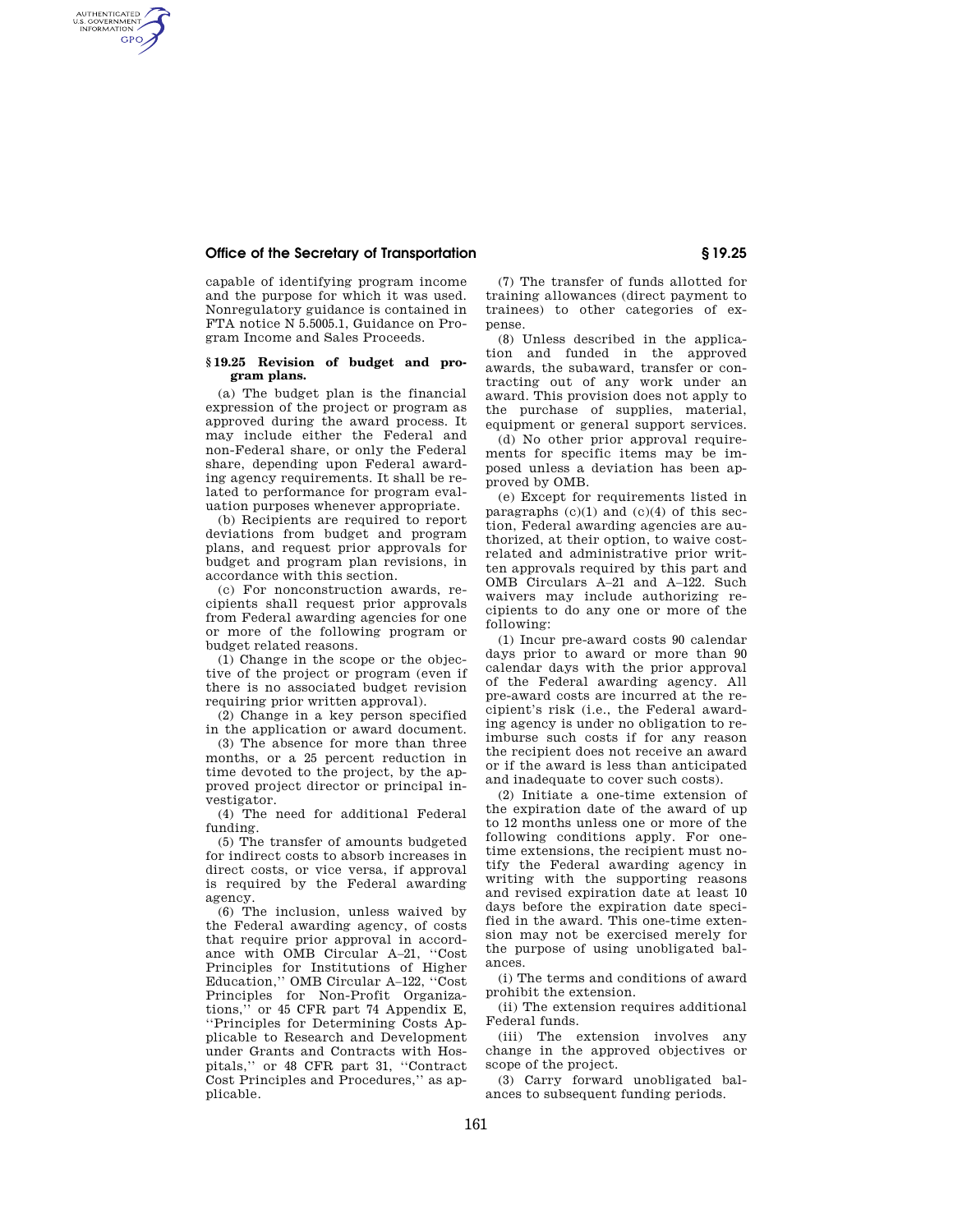capable of identifying program income and the purpose for which it was used. Nonregulatory guidance is contained in FTA notice N 5.5005.1, Guidance on Program Income and Sales Proceeds.

### § 19.25 Revision of budget and program plans.

(a) The budget plan is the financial expression of the project or program as approved during the award process. It may include either the Federal and non-Federal share, or only the Federal share, depending upon Federal awarding agency requirements. It shall be related to performance for program evaluation purposes whenever appropriate.

(b) Recipients are required to report deviations from budget and program plans, and request prior approvals for budget and program plan revisions, in accordance with this section.

(c) For nonconstruction awards, recipients shall request prior approvals from Federal awarding agencies for one or more of the following program or budget related reasons.

(1) Change in the scope or the objective of the project or program (even if there is no associated budget revision requiring prior written approval).

(2) Change in a key person specified in the application or award document.

(3) The absence for more than three months, or a 25 percent reduction in time devoted to the project, by the approved project director or principal investigator.

(4) The need for additional Federal funding.

(5) The transfer of amounts budgeted for indirect costs to absorb increases in direct costs, or vice versa, if approval is required by the Federal awarding agency.

(6) The inclusion, unless waived by the Federal awarding agency, of costs that require prior approval in accordance with OMB Circular A–21, "Cost Principles for Institutions of Higher Education," OMB Circular A–122, "Cost Principles for Non-Profit Organizations," or 45 CFR part 74 Appendix E, "Principles for Determining Costs Applicable to Research and Development under Grants and Contracts with Hospitals," or 48 CFR part 31, "Contract Cost Principles and Procedures," as applicable.

(7) The transfer of funds allotted for training allowances (direct payment to trainees) to other categories of expense.

(8) Unless described in the application and funded in the approved awards, the subaward, transfer or contracting out of any work under an award. This provision does not apply to the purchase of supplies, material, equipment or general support services.

(d) No other prior approval requirements for specific items may be imposed unless a deviation has been approved by OMB.

(e) Except for requirements listed in paragraphs (c)(1) and (c)(4) of this section, Federal awarding agencies are authorized, at their option, to waive cost-related and administrative prior written approvals required by this part and OMB Circulars A–21 and A–122. Such waivers may include authorizing recipients to do any one or more of the following:

(1) Incur pre-award costs 90 calendar days prior to award or more than 90 calendar days with the prior approval of the Federal awarding agency. All pre-award costs are incurred at the recipient's risk (i.e., the Federal awarding agency is under no obligation to reimburse such costs if for any reason the recipient does not receive an award or if the award is less than anticipated and inadequate to cover such costs).

(2) Initiate a one-time extension of the expiration date of the award of up to 12 months unless one or more of the following conditions apply. For one-time extensions, the recipient must notify the Federal awarding agency in writing with the supporting reasons and revised expiration date at least 10 days before the expiration date specified in the award. This one-time extension may not be exercised merely for the purpose of using unobligated balances.

(i) The terms and conditions of award prohibit the extension.

(ii) The extension requires additional Federal funds.

(iii) The extension involves any change in the approved objectives or scope of the project.

(3) Carry forward unobligated balances to subsequent funding periods.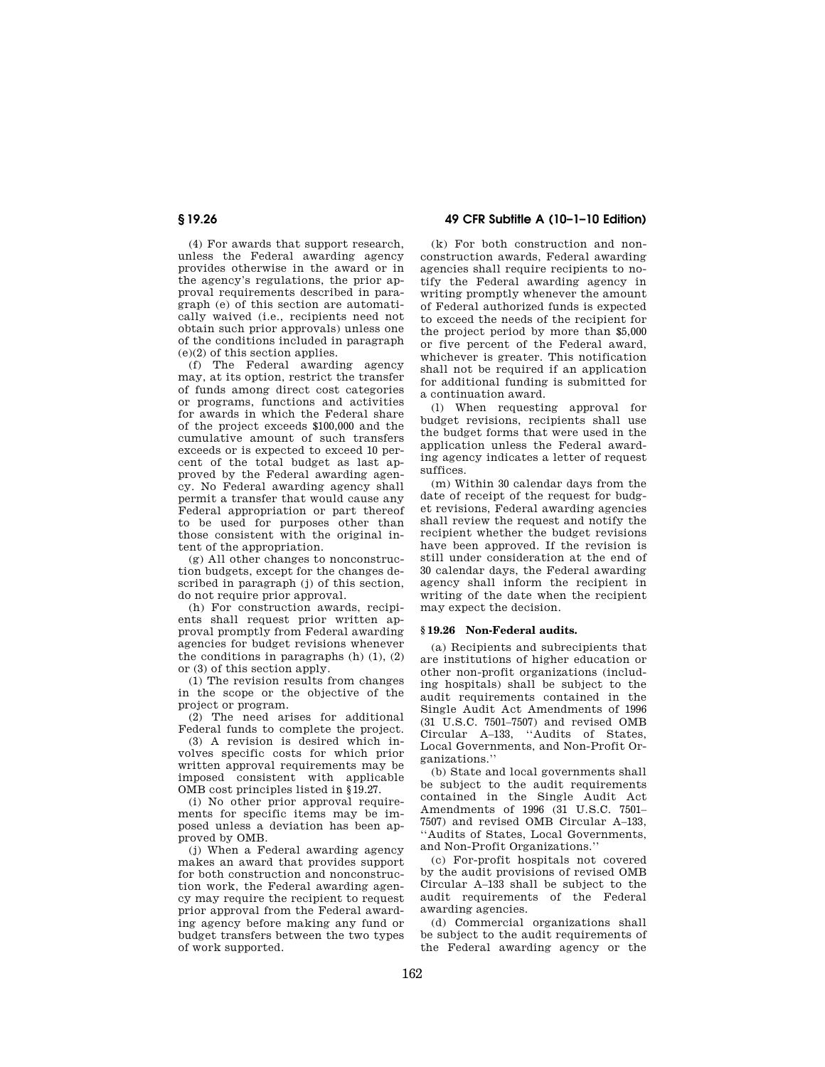(4) For awards that support research, unless the Federal awarding agency provides otherwise in the award or in the agency's regulations, the prior approval requirements described in paragraph (e) of this section are automatically waived (i.e., recipients need not obtain such prior approvals) unless one of the conditions included in paragraph (e)(2) of this section applies.

(f) The Federal awarding agency may, at its option, restrict the transfer of funds among direct cost categories or programs, functions and activities for awards in which the Federal share of the project exceeds $100,000 and the cumulative amount of such transfers exceeds or is expected to exceed 10 percent of the total budget as last approved by the Federal awarding agency. No Federal awarding agency shall permit a transfer that would cause any Federal appropriation or part thereof to be used for purposes other than those consistent with the original intent of the appropriation.

(g) All other changes to nonconstruction budgets, except for the changes described in paragraph (j) of this section, do not require prior approval.

(h) For construction awards, recipients shall request prior written approval promptly from Federal awarding agencies for budget revisions whenever the conditions in paragraphs (h) (1), (2) or (3) of this section apply.

(1) The revision results from changes in the scope or the objective of the project or program.

(2) The need arises for additional Federal funds to complete the project.

(3) A revision is desired which involves specific costs for which prior written approval requirements may be imposed consistent with applicable OMB cost principles listed in §19.27.

(i) No other prior approval requirements for specific items may be imposed unless a deviation has been approved by OMB.

(j) When a Federal awarding agency makes an award that provides support for both construction and nonconstruction work, the Federal awarding agency may require the recipient to request prior approval from the Federal awarding agency before making any fund or budget transfers between the two types of work supported.

(k) For both construction and nonconstruction awards, Federal awarding agencies shall require recipients to notify the Federal awarding agency in writing promptly whenever the amount of Federal authorized funds is expected to exceed the needs of the recipient for the project period by more than $5,000 or five percent of the Federal award, whichever is greater. This notification shall not be required if an application for additional funding is submitted for a continuation award.

(l) When requesting approval for budget revisions, recipients shall use the budget forms that were used in the application unless the Federal awarding agency indicates a letter of request suffices.

(m) Within 30 calendar days from the date of receipt of the request for budget revisions, Federal awarding agencies shall review the request and notify the recipient whether the budget revisions have been approved. If the revision is still under consideration at the end of 30 calendar days, the Federal awarding agency shall inform the recipient in writing of the date when the recipient may expect the decision.

### § 19.26 Non-Federal audits.

(a) Recipients and subrecipients that are institutions of higher education or other non-profit organizations (including hospitals) shall be subject to the audit requirements contained in the Single Audit Act Amendments of 1996 (31 U.S.C. 7501–7507) and revised OMB Circular A–133, ''Audits of States, Local Governments, and Non-Profit Organizations.''

(b) State and local governments shall be subject to the audit requirements contained in the Single Audit Act Amendments of 1996 (31 U.S.C. 7501–7507) and revised OMB Circular A–133, ''Audits of States, Local Governments, and Non-Profit Organizations.''

(c) For-profit hospitals not covered by the audit provisions of revised OMB Circular A–133 shall be subject to the audit requirements of the Federal awarding agencies.

(d) Commercial organizations shall be subject to the audit requirements of the Federal awarding agency or the